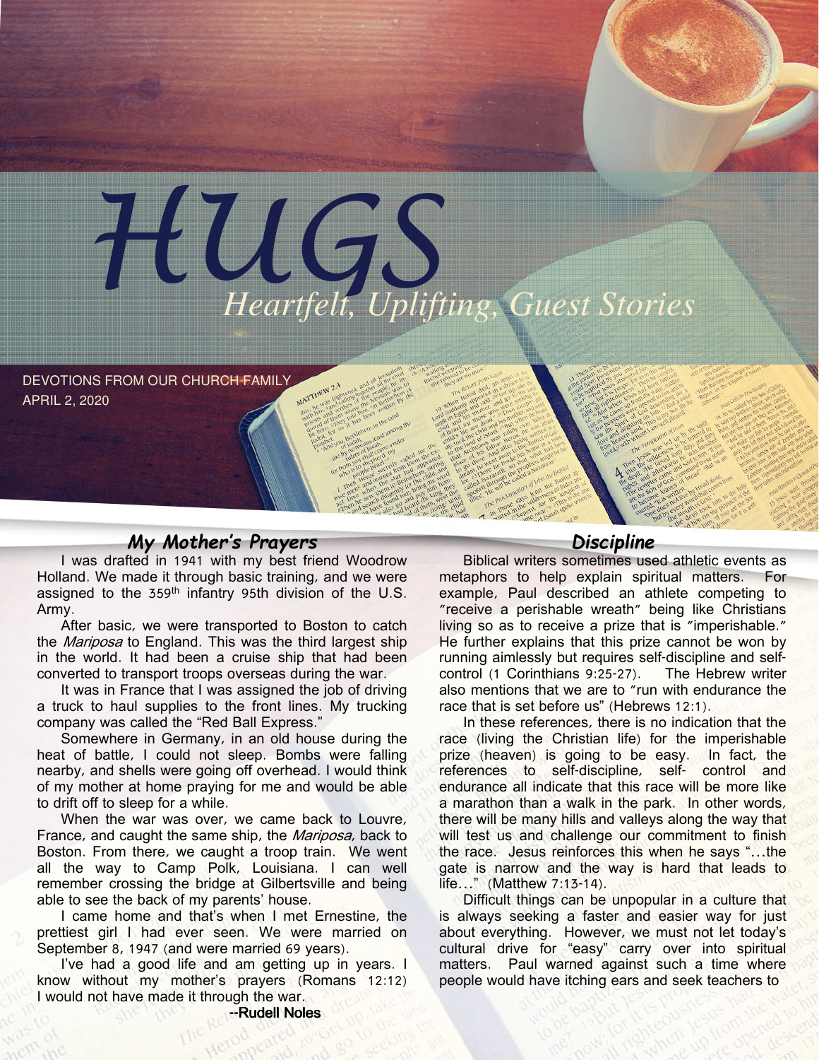# HUGS

*Heartfelt, Uplifting, Guest Stories*

DEVOTIONS FROM OUR CHURCH FAMILY
APRIL 2, 2020

## *My Mother's Prayers*

I was drafted in 1941 with my best friend Woodrow Holland. We made it through basic training, and we were assigned to the 359th infantry 95th division of the U.S. Army.

After basic, we were transported to Boston to catch the *Mariposa* to England. This was the third largest ship in the world. It had been a cruise ship that had been converted to transport troops overseas during the war.

It was in France that I was assigned the job of driving a truck to haul supplies to the front lines. My trucking company was called the "Red Ball Express."

Somewhere in Germany, in an old house during the heat of battle, I could not sleep. Bombs were falling nearby, and shells were going off overhead. I would think of my mother at home praying for me and would be able to drift off to sleep for a while.

When the war was over, we came back to Louvre, France, and caught the same ship, the *Mariposa*, back to Boston. From there, we caught a troop train. We went all the way to Camp Polk, Louisiana. I can well remember crossing the bridge at Gilbertsville and being able to see the back of my parents' house.

I came home and that's when I met Ernestine, the prettiest girl I had ever seen. We were married on September 8, 1947 (and were married 69 years).

I've had a good life and am getting up in years. I know without my mother's prayers (Romans 12:12) I would not have made it through the war.

--Rudell Noles

## *Discipline*

Biblical writers sometimes used athletic events as metaphors to help explain spiritual matters. For example, Paul described an athlete competing to "receive a perishable wreath" being like Christians living so as to receive a prize that is "imperishable." He further explains that this prize cannot be won by running aimlessly but requires self-discipline and self-control (1 Corinthians 9:25-27). The Hebrew writer also mentions that we are to "run with endurance the race that is set before us" (Hebrews 12:1).

In these references, there is no indication that the race (living the Christian life) for the imperishable prize (heaven) is going to be easy. In fact, the references to self-discipline, self- control and endurance all indicate that this race will be more like a marathon than a walk in the park. In other words, there will be many hills and valleys along the way that will test us and challenge our commitment to finish the race. Jesus reinforces this when he says "…the gate is narrow and the way is hard that leads to life…" (Matthew 7:13-14).

Difficult things can be unpopular in a culture that is always seeking a faster and easier way for just about everything. However, we must not let today's cultural drive for "easy" carry over into spiritual matters. Paul warned against such a time where people would have itching ears and seek teachers to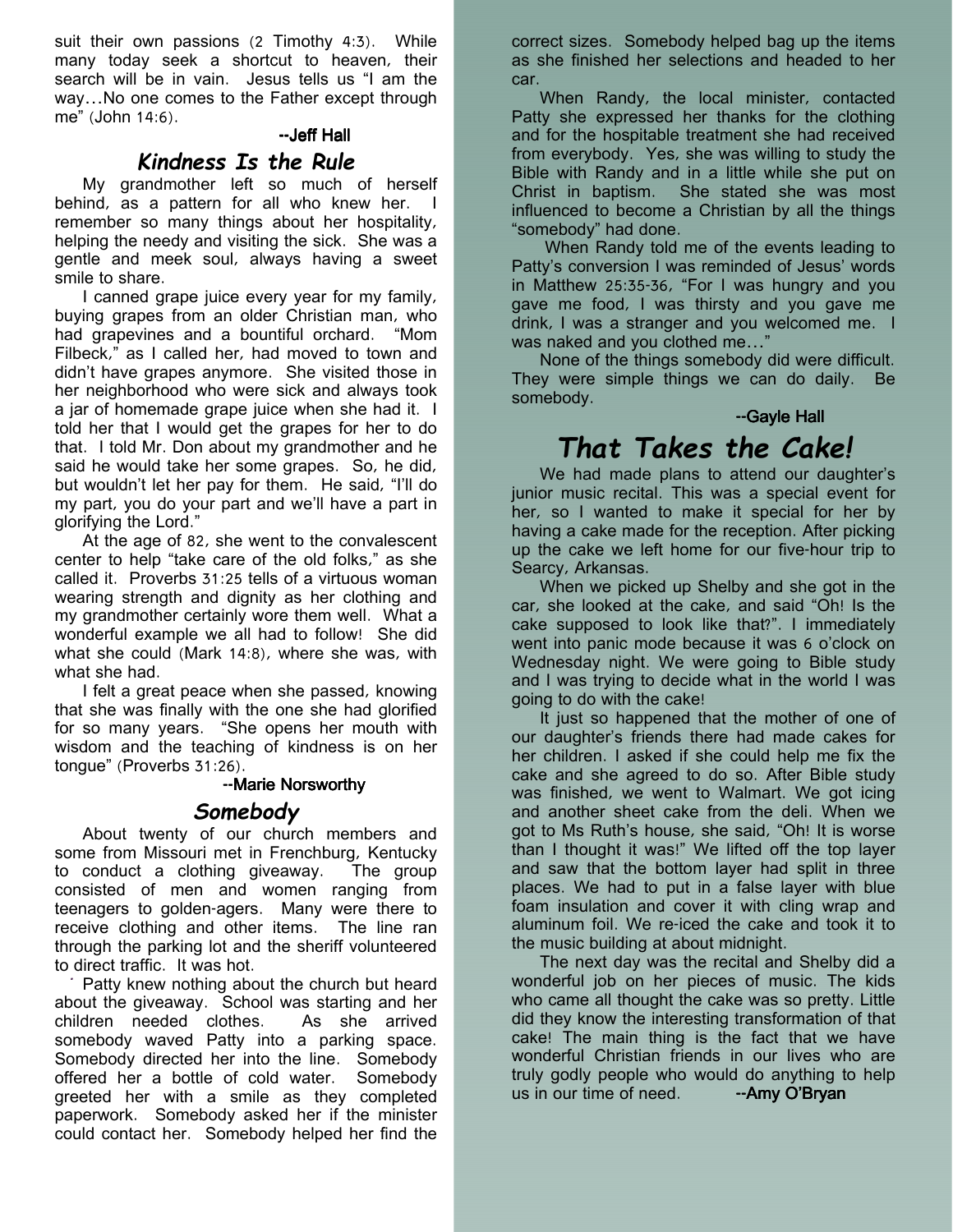suit their own passions (2 Timothy 4:3). While many today seek a shortcut to heaven, their search will be in vain. Jesus tells us "I am the way…No one comes to the Father except through me" (John 14:6).

--Jeff Hall

## *Kindness Is the Rule*

My grandmother left so much of herself behind, as a pattern for all who knew her. I remember so many things about her hospitality, helping the needy and visiting the sick. She was a gentle and meek soul, always having a sweet smile to share.

I canned grape juice every year for my family, buying grapes from an older Christian man, who had grapevines and a bountiful orchard. "Mom Filbeck," as I called her, had moved to town and didn't have grapes anymore. She visited those in her neighborhood who were sick and always took a jar of homemade grape juice when she had it. I told her that I would get the grapes for her to do that. I told Mr. Don about my grandmother and he said he would take her some grapes. So, he did, but wouldn't let her pay for them. He said, "I'll do my part, you do your part and we'll have a part in glorifying the Lord."

At the age of 82, she went to the convalescent center to help "take care of the old folks," as she called it. Proverbs 31:25 tells of a virtuous woman wearing strength and dignity as her clothing and my grandmother certainly wore them well. What a wonderful example we all had to follow! She did what she could (Mark 14:8), where she was, with what she had.

I felt a great peace when she passed, knowing that she was finally with the one she had glorified for so many years. "She opens her mouth with wisdom and the teaching of kindness is on her tongue" (Proverbs 31:26).

--Marie Norsworthy

## *Somebody*

About twenty of our church members and some from Missouri met in Frenchburg, Kentucky to conduct a clothing giveaway. The group consisted of men and women ranging from teenagers to golden-agers. Many were there to receive clothing and other items. The line ran through the parking lot and the sheriff volunteered to direct traffic. It was hot.

Patty knew nothing about the church but heard about the giveaway. School was starting and her children needed clothes. As she arrived somebody waved Patty into a parking space. Somebody directed her into the line. Somebody offered her a bottle of cold water. Somebody greeted her with a smile as they completed paperwork. Somebody asked her if the minister could contact her. Somebody helped her find the correct sizes. Somebody helped bag up the items as she finished her selections and headed to her car.

When Randy, the local minister, contacted Patty she expressed her thanks for the clothing and for the hospitable treatment she had received from everybody. Yes, she was willing to study the Bible with Randy and in a little while she put on Christ in baptism. She stated she was most influenced to become a Christian by all the things "somebody" had done.

When Randy told me of the events leading to Patty's conversion I was reminded of Jesus' words in Matthew 25:35-36, "For I was hungry and you gave me food, I was thirsty and you gave me drink, I was a stranger and you welcomed me. I was naked and you clothed me…"

None of the things somebody did were difficult. They were simple things we can do daily. Be somebody.

--Gayle Hall

# *That Takes the Cake!*

We had made plans to attend our daughter's junior music recital. This was a special event for her, so I wanted to make it special for her by having a cake made for the reception. After picking up the cake we left home for our five-hour trip to Searcy, Arkansas.

When we picked up Shelby and she got in the car, she looked at the cake, and said "Oh! Is the cake supposed to look like that?". I immediately went into panic mode because it was 6 o'clock on Wednesday night. We were going to Bible study and I was trying to decide what in the world I was going to do with the cake!

It just so happened that the mother of one of our daughter's friends there had made cakes for her children. I asked if she could help me fix the cake and she agreed to do so. After Bible study was finished, we went to Walmart. We got icing and another sheet cake from the deli. When we got to Ms Ruth's house, she said, "Oh! It is worse than I thought it was!" We lifted off the top layer and saw that the bottom layer had split in three places. We had to put in a false layer with blue foam insulation and cover it with cling wrap and aluminum foil. We re-iced the cake and took it to the music building at about midnight.

The next day was the recital and Shelby did a wonderful job on her pieces of music. The kids who came all thought the cake was so pretty. Little did they know the interesting transformation of that cake! The main thing is the fact that we have wonderful Christian friends in our lives who are truly godly people who would do anything to help us in our time of need.

--Amy O'Bryan